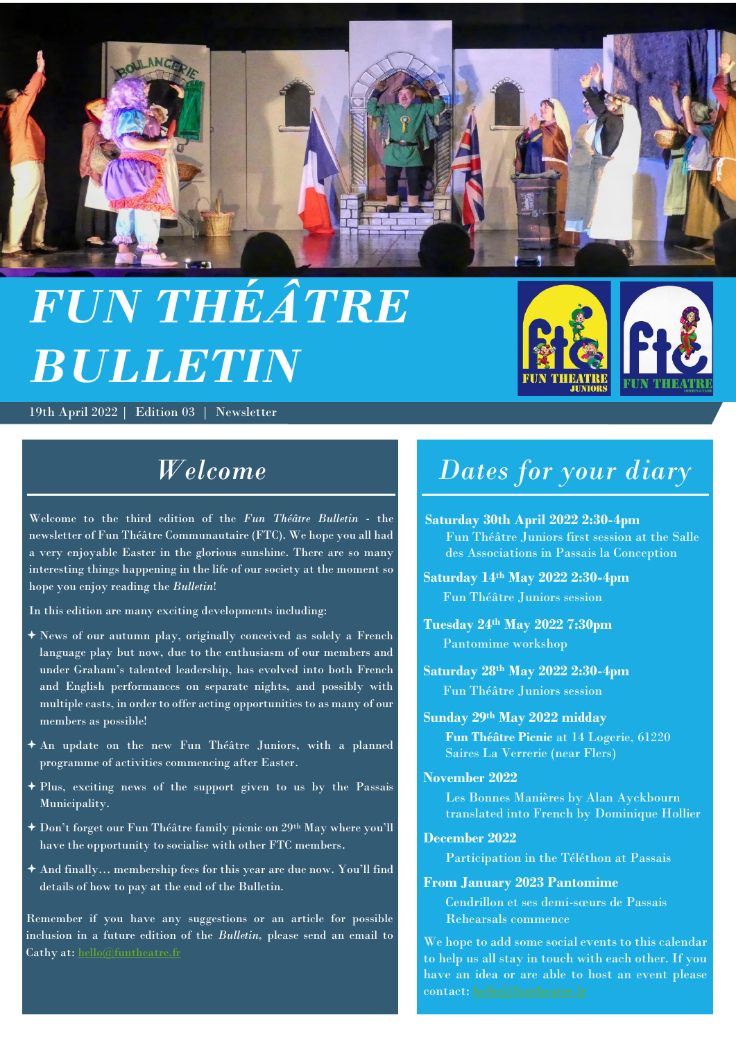# FUN THÉÂTRE BULLETIN

19th April 2022 | Edition 03 | Newsletter

## Welcome

Welcome to the third edition of the *Fun Théâtre Bulletin* - the newsletter of Fun Théâtre Communautaire (FTC). We hope you all had a very enjoyable Easter in the glorious sunshine. There are so many interesting things happening in the life of our society at the moment so hope you enjoy reading the *Bulletin*!

In this edition are many exciting developments including:

- News of our autumn play, originally conceived as solely a French language play but now, due to the enthusiasm of our members and under Graham's talented leadership, has evolved into both French and English performances on separate nights, and possibly with multiple casts, in order to offer acting opportunities to as many of our members as possible!
- An update on the new Fun Théâtre Juniors, with a planned programme of activities commencing after Easter.
- Plus, exciting news of the support given to us by the Passais Municipality.
- Don't forget our Fun Théâtre family picnic on 29th May where you'll have the opportunity to socialise with other FTC members.
- And finally… membership fees for this year are due now. You'll find details of how to pay at the end of the Bulletin.

Remember if you have any suggestions or an article for possible inclusion in a future edition of the *Bulletin*, please send an email to Cathy at: hello@funtheatre.fr

## Dates for your diary

**Saturday 30th April 2022 2:30-4pm**
Fun Théâtre Juniors first session at the Salle des Associations in Passais la Conception

**Saturday 14th May 2022 2:30-4pm**
Fun Théâtre Juniors session

**Tuesday 24th May 2022 7:30pm**
Pantomime workshop

**Saturday 28th May 2022 2:30-4pm**
Fun Théâtre Juniors session

**Sunday 29th May 2022 midday**
**Fun Théâtre Picnic** at 14 Logerie, 61220 Saires La Verrerie (near Flers)

**November 2022**
Les Bonnes Manières by Alan Ayckbourn translated into French by Dominique Hollier

**December 2022**
Participation in the Téléthon at Passais

**From January 2023 Pantomime**
Cendrillon et ses demi-sœurs de Passais Rehearsals commence

We hope to add some social events to this calendar to help us all stay in touch with each other. If you have an idea or are able to host an event please contact: hello@funtheatre.fr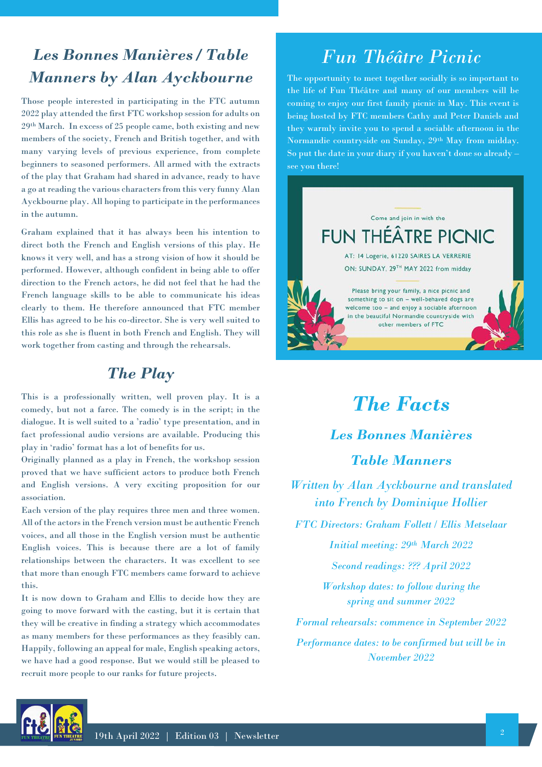## *Les Bonnes Manières / Table Manners by Alan Ayckbourne*

Those people interested in participating in the FTC autumn 2022 play attended the first FTC workshop session for adults on 29th March. In excess of 25 people came, both existing and new members of the society, French and British together, and with many varying levels of previous experience, from complete beginners to seasoned performers. All armed with the extracts of the play that Graham had shared in advance, ready to have a go at reading the various characters from this very funny Alan Ayckbourne play. All hoping to participate in the performances in the autumn.

Graham explained that it has always been his intention to direct both the French and English versions of this play. He knows it very well, and has a strong vision of how it should be performed. However, although confident in being able to offer direction to the French actors, he did not feel that he had the French language skills to be able to communicate his ideas clearly to them. He therefore announced that FTC member Ellis has agreed to be his co-director. She is very well suited to this role as she is fluent in both French and English. They will work together from casting and through the rehearsals.

## *The Play*

This is a professionally written, well proven play. It is a comedy, but not a farce. The comedy is in the script; in the dialogue. It is well suited to a 'radio' type presentation, and in fact professional audio versions are available. Producing this play in 'radio' format has a lot of benefits for us.

Originally planned as a play in French, the workshop session proved that we have sufficient actors to produce both French and English versions. A very exciting proposition for our association.

Each version of the play requires three men and three women. All of the actors in the French version must be authentic French voices, and all those in the English version must be authentic English voices. This is because there are a lot of family relationships between the characters. It was excellent to see that more than enough FTC members came forward to achieve this.

It is now down to Graham and Ellis to decide how they are going to move forward with the casting, but it is certain that they will be creative in finding a strategy which accommodates as many members for these performances as they feasibly can. Happily, following an appeal for male, English speaking actors, we have had a good response. But we would still be pleased to recruit more people to our ranks for future projects.

## *Fun Théâtre Picnic*

The opportunity to meet together socially is so important to the life of Fun Théâtre and many of our members will be coming to enjoy our first family picnic in May. This event is being hosted by FTC members Cathy and Peter Daniels and they warmly invite you to spend a sociable afternoon in the Normandie countryside on Sunday, 29th May from midday. So put the date in your diary if you haven't done so already – see you there!

Come and join in with the

**FUN THÉÂTRE PICNIC**

AT: 14 Logerie, 61220 SAIRES LA VERRERIE

ON: SUNDAY, 29TH MAY 2022 from midday

Please bring your family, a nice picnic and something to sit on – well-behaved dogs are welcome too – and enjoy a sociable afternoon in the beautiful Normandie countryside with other members of FTC

## *The Facts*

### *Les Bonnes Manières*

### *Table Manners*

*Written by Alan Ayckbourne and translated into French by Dominique Hollier*

*FTC Directors: Graham Follett / Ellis Metselaar*

*Initial meeting: 29th March 2022*

*Second readings: ??? April 2022*

*Workshop dates: to follow during the spring and summer 2022*

*Formal rehearsals: commence in September 2022*

*Performance dates: to be confirmed but will be in November 2022*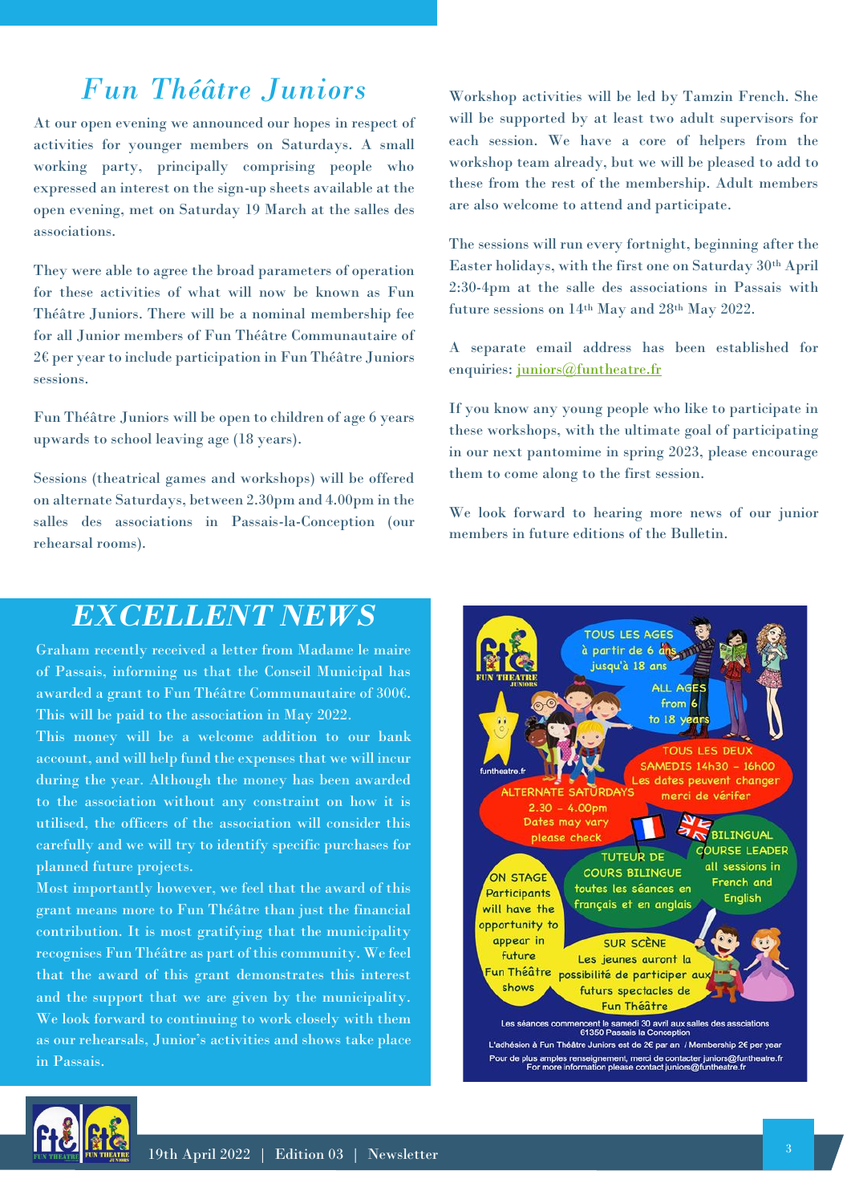# *Fun Théâtre Juniors*

At our open evening we announced our hopes in respect of activities for younger members on Saturdays. A small working party, principally comprising people who expressed an interest on the sign-up sheets available at the open evening, met on Saturday 19 March at the salles des associations.

They were able to agree the broad parameters of operation for these activities of what will now be known as Fun Théâtre Juniors. There will be a nominal membership fee for all Junior members of Fun Théâtre Communautaire of 2€ per year to include participation in Fun Théâtre Juniors sessions.

Fun Théâtre Juniors will be open to children of age 6 years upwards to school leaving age (18 years).

Sessions (theatrical games and workshops) will be offered on alternate Saturdays, between 2.30pm and 4.00pm in the salles des associations in Passais-la-Conception (our rehearsal rooms).

Workshop activities will be led by Tamzin French. She will be supported by at least two adult supervisors for each session. We have a core of helpers from the workshop team already, but we will be pleased to add to these from the rest of the membership. Adult members are also welcome to attend and participate.

The sessions will run every fortnight, beginning after the Easter holidays, with the first one on Saturday 30th April 2:30-4pm at the salle des associations in Passais with future sessions on 14th May and 28th May 2022.

A separate email address has been established for enquiries: juniors@funtheatre.fr

If you know any young people who like to participate in these workshops, with the ultimate goal of participating in our next pantomime in spring 2023, please encourage them to come along to the first session.

We look forward to hearing more news of our junior members in future editions of the Bulletin.

# *EXCELLENT NEWS*

Graham recently received a letter from Madame le maire of Passais, informing us that the Conseil Municipal has awarded a grant to Fun Théâtre Communautaire of 300€. This will be paid to the association in May 2022.

This money will be a welcome addition to our bank account, and will help fund the expenses that we will incur during the year. Although the money has been awarded to the association without any constraint on how it is utilised, the officers of the association will consider this carefully and we will try to identify specific purchases for planned future projects.

Most importantly however, we feel that the award of this grant means more to Fun Théâtre than just the financial contribution. It is most gratifying that the municipality recognises Fun Théâtre as part of this community. We feel that the award of this grant demonstrates this interest and the support that we are given by the municipality. We look forward to continuing to work closely with them as our rehearsals, Junior's activities and shows take place in Passais.

FUN THEATRE JUNIORS

TOUS LES AGES à partir de 6 ans jusqu'à 18 ans

ALL AGES from 6 to 18 years

funtheatre.fr

TOUS LES DEUX SAMEDIS 14h30 – 16h00 Les dates peuvent changer merci de vérifer

ALTERNATE SATURDAYS 2.30 – 4.00pm Dates may vary please check

TUTEUR DE COURS BILINGUE toutes les séances en français et en anglais

BILINGUAL COURSE LEADER all sessions in French and English

ON STAGE Participants will have the opportunity to appear in future Fun Théâtre shows

SUR SCÈNE Les jeunes auront la possibilité de participer aux futurs spectacles de Fun Théâtre

Les séances commencent le samedi 30 avril aux salles des assciations 61350 Passais la Conception

L'adhésion à Fun Théâtre Juniors est de 2€ par an / Membership 2€ per year

Pour de plus amples renseignement, merci de contacter juniors@funtheatre.fr
For more information please contact juniors@funtheatre.fr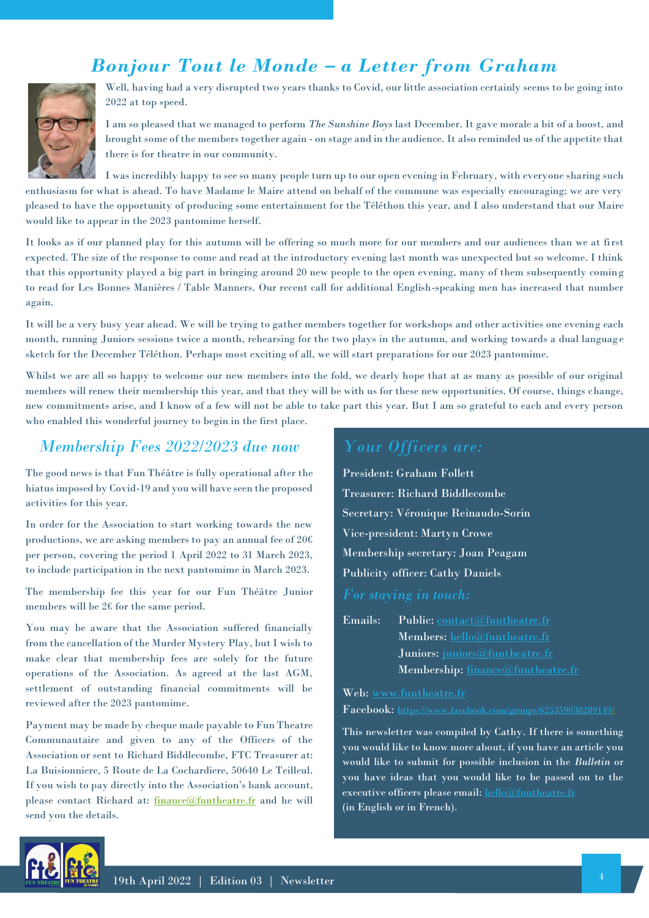# *Bonjour Tout le Monde – a Letter from Graham*

Well, having had a very disrupted two years thanks to Covid, our little association certainly seems to be going into 2022 at top speed.

I am so pleased that we managed to perform *The Sunshine Boys* last December. It gave morale a bit of a boost, and brought some of the members together again - on stage and in the audience. It also reminded us of the appetite that there is for theatre in our community.

I was incredibly happy to see so many people turn up to our open evening in February, with everyone sharing such enthusiasm for what is ahead. To have Madame le Maire attend on behalf of the commune was especially encouraging; we are very pleased to have the opportunity of producing some entertainment for the Téléthon this year, and I also understand that our Maire would like to appear in the 2023 pantomime herself.

It looks as if our planned play for this autumn will be offering so much more for our members and our audiences than we at first expected. The size of the response to come and read at the introductory evening last month was unexpected but so welcome. I think that this opportunity played a big part in bringing around 20 new people to the open evening, many of them subsequently coming to read for Les Bonnes Manières / Table Manners. Our recent call for additional English-speaking men has increased that number again.

It will be a very busy year ahead. We will be trying to gather members together for workshops and other activities one evening each month, running Juniors sessions twice a month, rehearsing for the two plays in the autumn, and working towards a dual language sketch for the December Téléthon. Perhaps most exciting of all, we will start preparations for our 2023 pantomime.

Whilst we are all so happy to welcome our new members into the fold, we dearly hope that at as many as possible of our original members will renew their membership this year, and that they will be with us for these new opportunities. Of course, things change, new commitments arise, and I know of a few will not be able to take part this year. But I am so grateful to each and every person who enabled this wonderful journey to begin in the first place.

## *Membership Fees 2022/2023 due now*

The good news is that Fun Théâtre is fully operational after the hiatus imposed by Covid-19 and you will have seen the proposed activities for this year.

In order for the Association to start working towards the new productions, we are asking members to pay an annual fee of 20€ per person, covering the period 1 April 2022 to 31 March 2023, to include participation in the next pantomime in March 2023.

The membership fee this year for our Fun Théâtre Junior members will be 2€ for the same period.

You may be aware that the Association suffered financially from the cancellation of the Murder Mystery Play, but I wish to make clear that membership fees are solely for the future operations of the Association. As agreed at the last AGM, settlement of outstanding financial commitments will be reviewed after the 2023 pantomime.

Payment may be made by cheque made payable to Fun Theatre Communautaire and given to any of the Officers of the Association or sent to Richard Biddlecombe, FTC Treasurer at: La Buisionniere, 5 Route de La Cochardiere, 50640 Le Teilleul. If you wish to pay directly into the Association's bank account, please contact Richard at: finance@funtheatre.fr and he will send you the details.

## *Your Officers are:*

President: Graham Follett

Treasurer: Richard Biddlecombe

Secretary: Véronique Reinaudo-Sorin

Vice-president: Martyn Crowe

Membership secretary: Joan Peagam

Publicity officer: Cathy Daniels

### *For staying in touch:*

Emails:
- Public: contact@funtheatre.fr
- Members: hello@funtheatre.fr
- Juniors: juniors@funtheatre.fr
- Membership: finance@funtheatre.fr

Web: www.funtheatre.fr

Facebook: https://www.facebook.com/groups/625359038289149/

This newsletter was compiled by Cathy. If there is something you would like to know more about, if you have an article you would like to submit for possible inclusion in the *Bulletin* or you have ideas that you would like to be passed on to the executive officers please email: hello@funtheatre.fr (in English or in French).